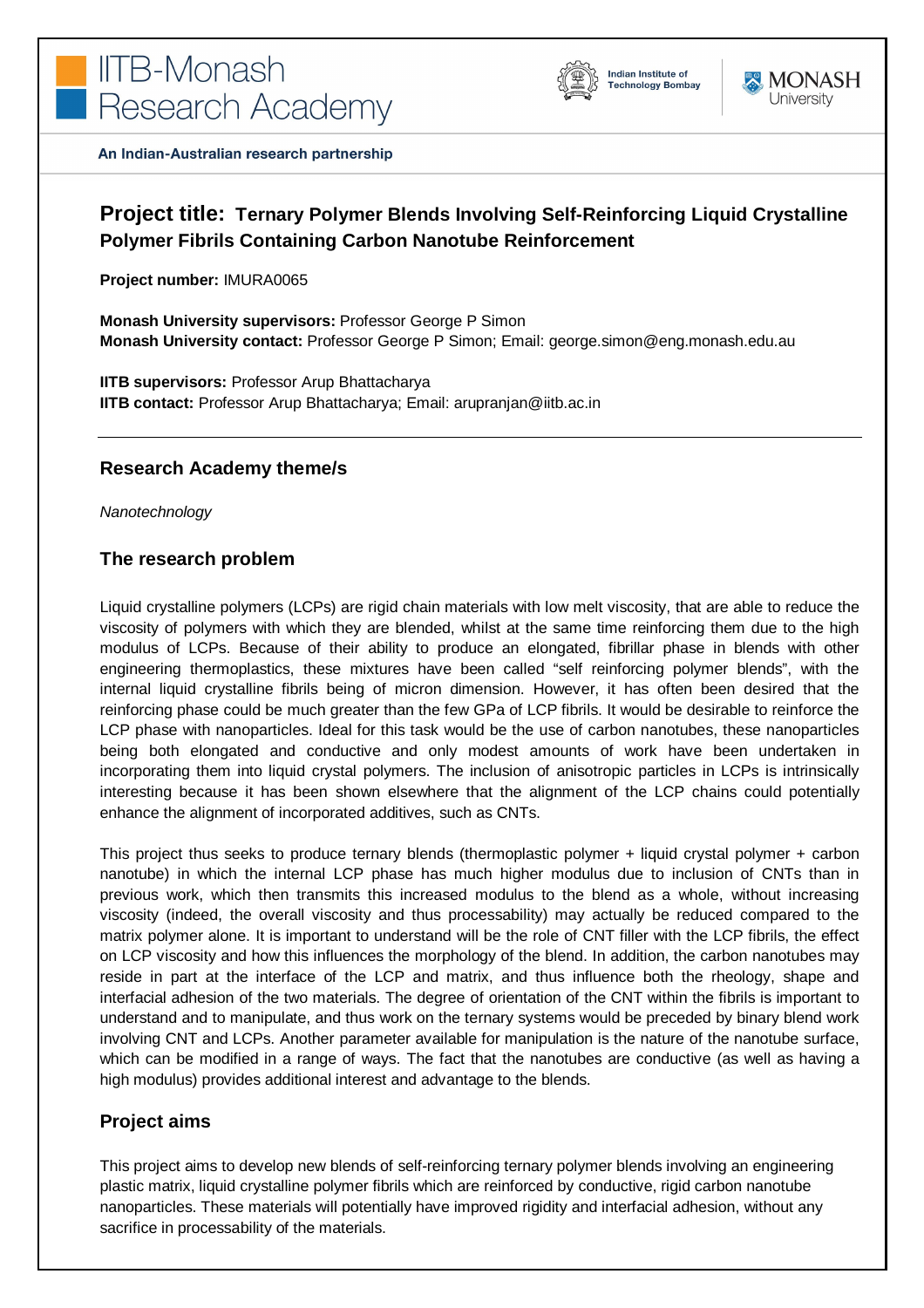IITB-Monash Research Academy

An Indian-Australian research partnership

# Project title: Ternary Polymer Blends Involving Self-Reinforcing Liquid Crystalline Polymer Fibrils Containing Carbon Nanotube Reinforcement

**Project number:** IMURA0065

**Monash University supervisors:** Professor George P Simon
**Monash University contact:** Professor George P Simon; Email: george.simon@eng.monash.edu.au

**IITB supervisors:** Professor Arup Bhattacharya
**IITB contact:** Professor Arup Bhattacharya; Email: arupranjan@iitb.ac.in

---

## Research Academy theme/s

*Nanotechnology*

## The research problem

Liquid crystalline polymers (LCPs) are rigid chain materials with low melt viscosity, that are able to reduce the viscosity of polymers with which they are blended, whilst at the same time reinforcing them due to the high modulus of LCPs. Because of their ability to produce an elongated, fibrillar phase in blends with other engineering thermoplastics, these mixtures have been called "self reinforcing polymer blends", with the internal liquid crystalline fibrils being of micron dimension. However, it has often been desired that the reinforcing phase could be much greater than the few GPa of LCP fibrils. It would be desirable to reinforce the LCP phase with nanoparticles. Ideal for this task would be the use of carbon nanotubes, these nanoparticles being both elongated and conductive and only modest amounts of work have been undertaken in incorporating them into liquid crystal polymers. The inclusion of anisotropic particles in LCPs is intrinsically interesting because it has been shown elsewhere that the alignment of the LCP chains could potentially enhance the alignment of incorporated additives, such as CNTs.

This project thus seeks to produce ternary blends (thermoplastic polymer + liquid crystal polymer + carbon nanotube) in which the internal LCP phase has much higher modulus due to inclusion of CNTs than in previous work, which then transmits this increased modulus to the blend as a whole, without increasing viscosity (indeed, the overall viscosity and thus processability) may actually be reduced compared to the matrix polymer alone. It is important to understand will be the role of CNT filler with the LCP fibrils, the effect on LCP viscosity and how this influences the morphology of the blend. In addition, the carbon nanotubes may reside in part at the interface of the LCP and matrix, and thus influence both the rheology, shape and interfacial adhesion of the two materials. The degree of orientation of the CNT within the fibrils is important to understand and to manipulate, and thus work on the ternary systems would be preceded by binary blend work involving CNT and LCPs. Another parameter available for manipulation is the nature of the nanotube surface, which can be modified in a range of ways. The fact that the nanotubes are conductive (as well as having a high modulus) provides additional interest and advantage to the blends.

## Project aims

This project aims to develop new blends of self-reinforcing ternary polymer blends involving an engineering plastic matrix, liquid crystalline polymer fibrils which are reinforced by conductive, rigid carbon nanotube nanoparticles. These materials will potentially have improved rigidity and interfacial adhesion, without any sacrifice in processability of the materials.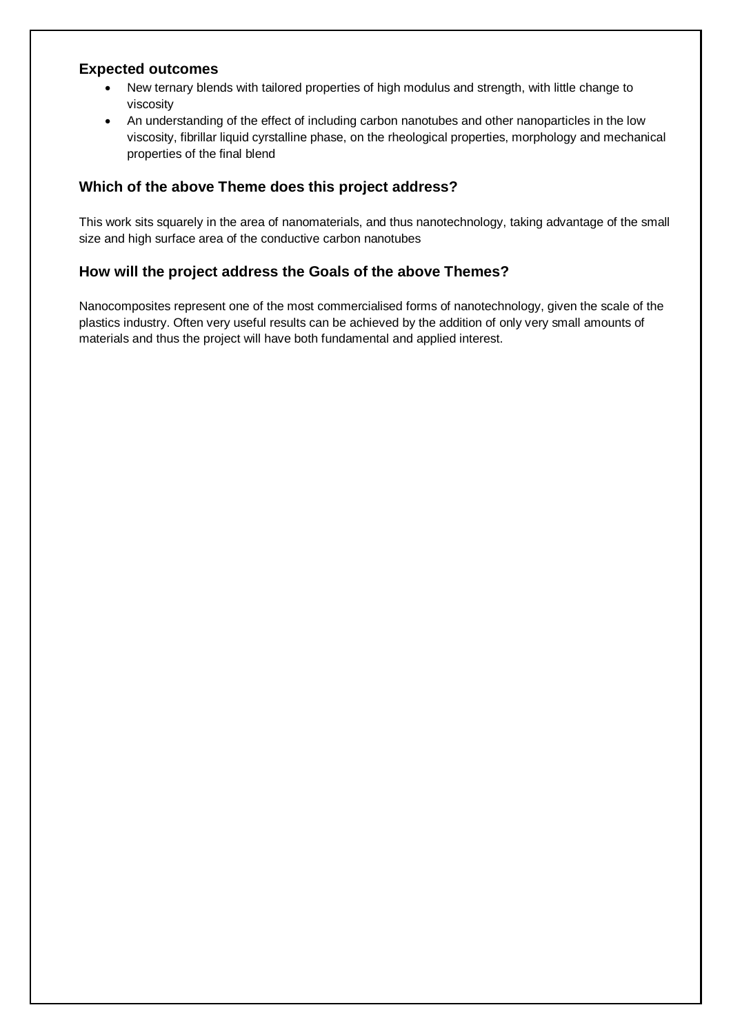## Expected outcomes

- New ternary blends with tailored properties of high modulus and strength, with little change to viscosity
- An understanding of the effect of including carbon nanotubes and other nanoparticles in the low viscosity, fibrillar liquid cyrstalline phase, on the rheological properties, morphology and mechanical properties of the final blend

## Which of the above Theme does this project address?

This work sits squarely in the area of nanomaterials, and thus nanotechnology, taking advantage of the small size and high surface area of the conductive carbon nanotubes

## How will the project address the Goals of the above Themes?

Nanocomposites represent one of the most commercialised forms of nanotechnology, given the scale of the plastics industry. Often very useful results can be achieved by the addition of only very small amounts of materials and thus the project will have both fundamental and applied interest.